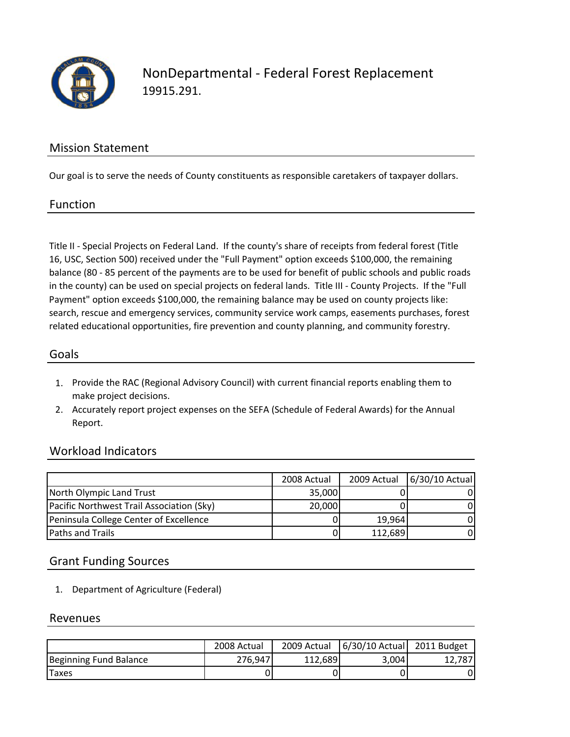# NonDepartmental - Federal Forest Replacement

19915.291.

## Mission Statement

Our goal is to serve the needs of County constituents as responsible caretakers of taxpayer dollars.

## Function

Title II - Special Projects on Federal Land. If the county's share of receipts from federal forest (Title 16, USC, Section 500) received under the "Full Payment" option exceeds $100,000, the remaining balance (80 - 85 percent of the payments are to be used for benefit of public schools and public roads in the county) can be used on special projects on federal lands. Title III - County Projects. If the "Full Payment" option exceeds $100,000, the remaining balance may be used on county projects like: search, rescue and emergency services, community service work camps, easements purchases, forest related educational opportunities, fire prevention and county planning, and community forestry.

## Goals

1. Provide the RAC (Regional Advisory Council) with current financial reports enabling them to make project decisions.
2. Accurately report project expenses on the SEFA (Schedule of Federal Awards) for the Annual Report.

## Workload Indicators

| | 2008 Actual | 2009 Actual | 6/30/10 Actual |
|---|---|---|---|
| North Olympic Land Trust | 35,000 | 0 | 0 |
| Pacific Northwest Trail Association (Sky) | 20,000 | 0 | 0 |
| Peninsula College Center of Excellence | 0 | 19,964 | 0 |
| Paths and Trails | 0 | 112,689 | 0 |

## Grant Funding Sources

1. Department of Agriculture (Federal)

## Revenues

| | 2008 Actual | 2009 Actual | 6/30/10 Actual | 2011 Budget |
|---|---|---|---|---|
| Beginning Fund Balance | 276,947 | 112,689 | 3,004 | 12,787 |
| Taxes | 0 | 0 | 0 | 0 |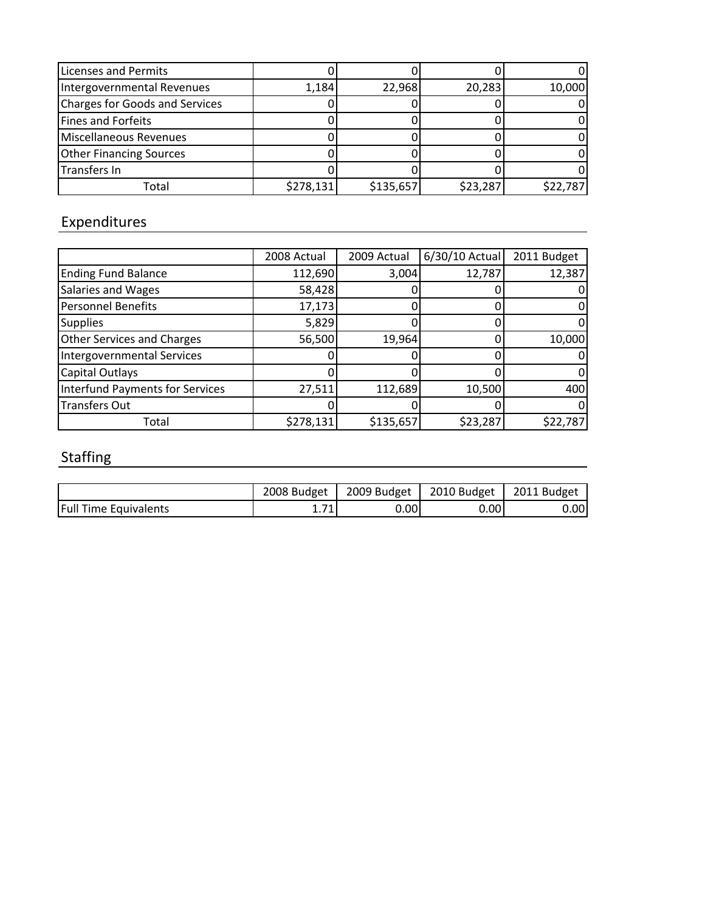| | | | | |
|---|---|---|---|---|
| Licenses and Permits | 0 | 0 | 0 | 0 |
| Intergovernmental Revenues | 1,184 | 22,968 | 20,283 | 10,000 |
| Charges for Goods and Services | 0 | 0 | 0 | 0 |
| Fines and Forfeits | 0 | 0 | 0 | 0 |
| Miscellaneous Revenues | 0 | 0 | 0 | 0 |
| Other Financing Sources | 0 | 0 | 0 | 0 |
| Transfers In | 0 | 0 | 0 | 0 |
| Total | $278,131 | $135,657 | $23,287 | $22,787 |

## Expenditures

| | 2008 Actual | 2009 Actual | 6/30/10 Actual | 2011 Budget |
|---|---|---|---|---|
| Ending Fund Balance | 112,690 | 3,004 | 12,787 | 12,387 |
| Salaries and Wages | 58,428 | 0 | 0 | 0 |
| Personnel Benefits | 17,173 | 0 | 0 | 0 |
| Supplies | 5,829 | 0 | 0 | 0 |
| Other Services and Charges | 56,500 | 19,964 | 0 | 10,000 |
| Intergovernmental Services | 0 | 0 | 0 | 0 |
| Capital Outlays | 0 | 0 | 0 | 0 |
| Interfund Payments for Services | 27,511 | 112,689 | 10,500 | 400 |
| Transfers Out | 0 | 0 | 0 | 0 |
| Total | $278,131 | $135,657 | $23,287 | $22,787 |

## Staffing

| | 2008 Budget | 2009 Budget | 2010 Budget | 2011 Budget |
|---|---|---|---|---|
| Full Time Equivalents | 1.71 | 0.00 | 0.00 | 0.00 |